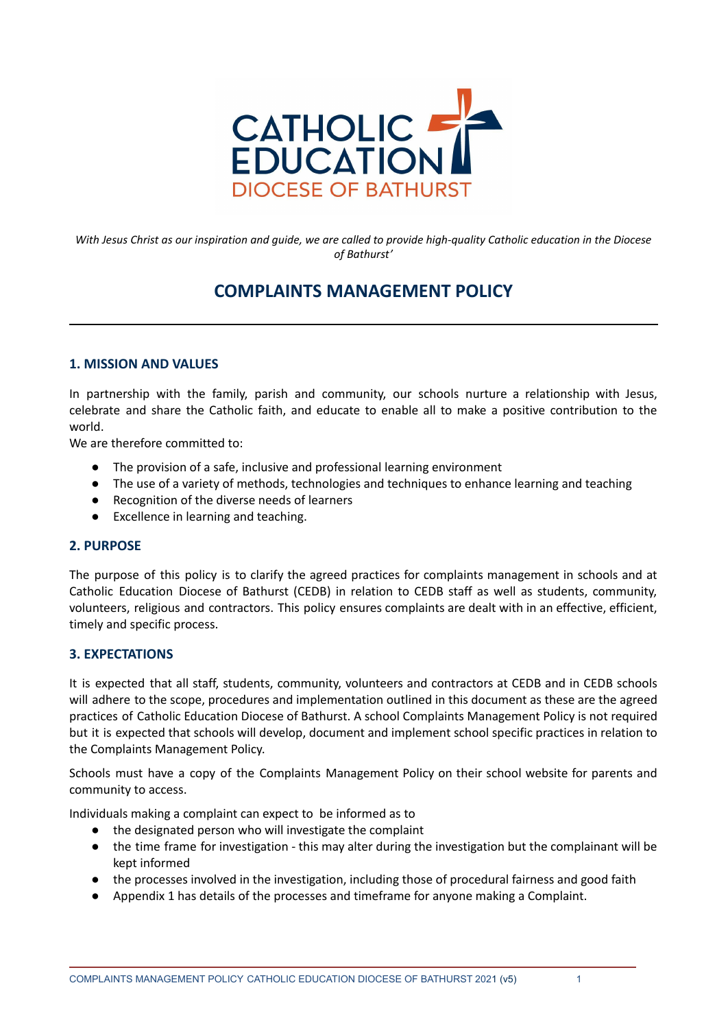CATHOLIC EDUCATION
DIOCESE OF BATHURST

*With Jesus Christ as our inspiration and guide, we are called to provide high-quality Catholic education in the Diocese of Bathurst'*

# COMPLAINTS MANAGEMENT POLICY

## 1. MISSION AND VALUES

In partnership with the family, parish and community, our schools nurture a relationship with Jesus, celebrate and share the Catholic faith, and educate to enable all to make a positive contribution to the world.

We are therefore committed to:

- The provision of a safe, inclusive and professional learning environment
- The use of a variety of methods, technologies and techniques to enhance learning and teaching
- Recognition of the diverse needs of learners
- Excellence in learning and teaching.

## 2. PURPOSE

The purpose of this policy is to clarify the agreed practices for complaints management in schools and at Catholic Education Diocese of Bathurst (CEDB) in relation to CEDB staff as well as students, community, volunteers, religious and contractors. This policy ensures complaints are dealt with in an effective, efficient, timely and specific process.

## 3. EXPECTATIONS

It is expected that all staff, students, community, volunteers and contractors at CEDB and in CEDB schools will adhere to the scope, procedures and implementation outlined in this document as these are the agreed practices of Catholic Education Diocese of Bathurst. A school Complaints Management Policy is not required but it is expected that schools will develop, document and implement school specific practices in relation to the Complaints Management Policy.

Schools must have a copy of the Complaints Management Policy on their school website for parents and community to access.

Individuals making a complaint can expect to be informed as to

- the designated person who will investigate the complaint
- the time frame for investigation - this may alter during the investigation but the complainant will be kept informed
- the processes involved in the investigation, including those of procedural fairness and good faith
- Appendix 1 has details of the processes and timeframe for anyone making a Complaint.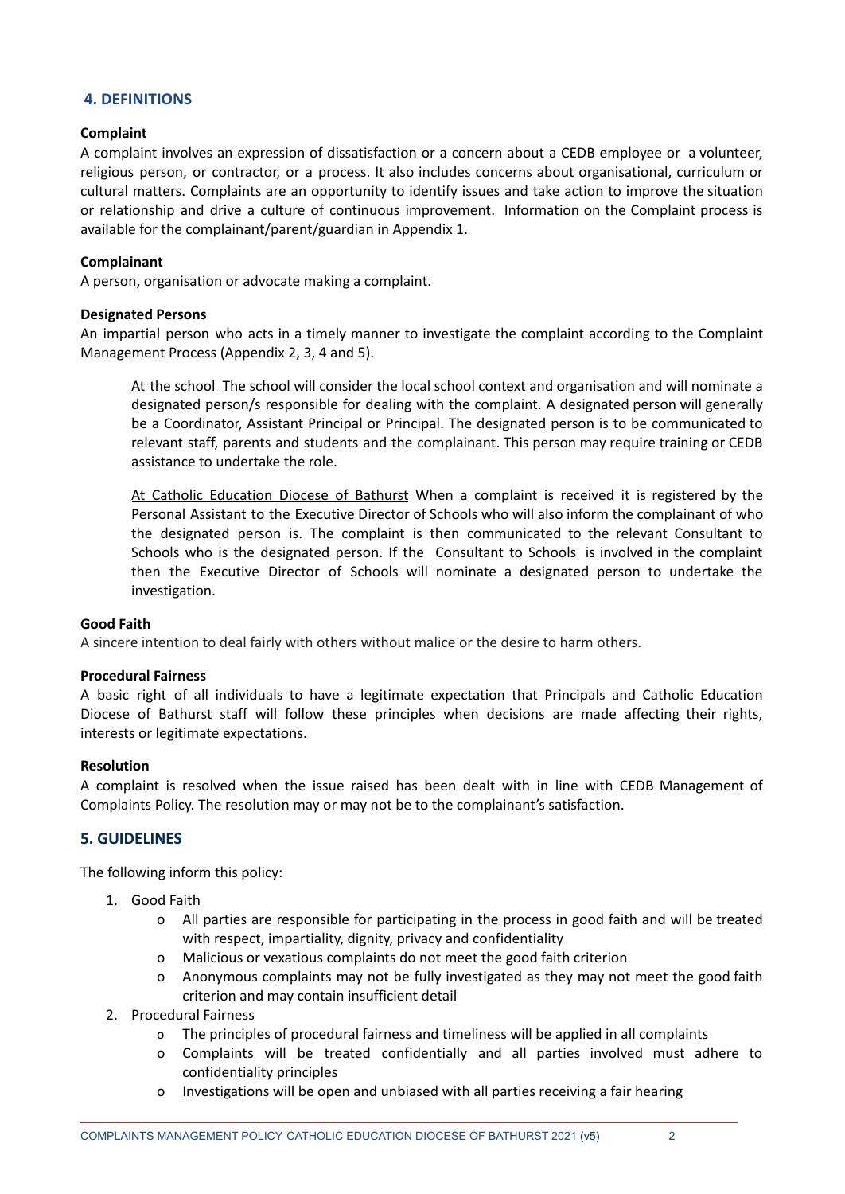## 4. DEFINITIONS

**Complaint**

A complaint involves an expression of dissatisfaction or a concern about a CEDB employee or a volunteer, religious person, or contractor, or a process. It also includes concerns about organisational, curriculum or cultural matters. Complaints are an opportunity to identify issues and take action to improve the situation or relationship and drive a culture of continuous improvement. Information on the Complaint process is available for the complainant/parent/guardian in Appendix 1.

**Complainant**

A person, organisation or advocate making a complaint.

**Designated Persons**

An impartial person who acts in a timely manner to investigate the complaint according to the Complaint Management Process (Appendix 2, 3, 4 and 5).

> At the school The school will consider the local school context and organisation and will nominate a designated person/s responsible for dealing with the complaint. A designated person will generally be a Coordinator, Assistant Principal or Principal. The designated person is to be communicated to relevant staff, parents and students and the complainant. This person may require training or CEDB assistance to undertake the role.
>
> At Catholic Education Diocese of Bathurst When a complaint is received it is registered by the Personal Assistant to the Executive Director of Schools who will also inform the complainant of who the designated person is. The complaint is then communicated to the relevant Consultant to Schools who is the designated person. If the Consultant to Schools is involved in the complaint then the Executive Director of Schools will nominate a designated person to undertake the investigation.

**Good Faith**

A sincere intention to deal fairly with others without malice or the desire to harm others.

**Procedural Fairness**

A basic right of all individuals to have a legitimate expectation that Principals and Catholic Education Diocese of Bathurst staff will follow these principles when decisions are made affecting their rights, interests or legitimate expectations.

**Resolution**

A complaint is resolved when the issue raised has been dealt with in line with CEDB Management of Complaints Policy. The resolution may or may not be to the complainant's satisfaction.

## 5. GUIDELINES

The following inform this policy:

1. Good Faith
   - All parties are responsible for participating in the process in good faith and will be treated with respect, impartiality, dignity, privacy and confidentiality
   - Malicious or vexatious complaints do not meet the good faith criterion
   - Anonymous complaints may not be fully investigated as they may not meet the good faith criterion and may contain insufficient detail
2. Procedural Fairness
   - The principles of procedural fairness and timeliness will be applied in all complaints
   - Complaints will be treated confidentially and all parties involved must adhere to confidentiality principles
   - Investigations will be open and unbiased with all parties receiving a fair hearing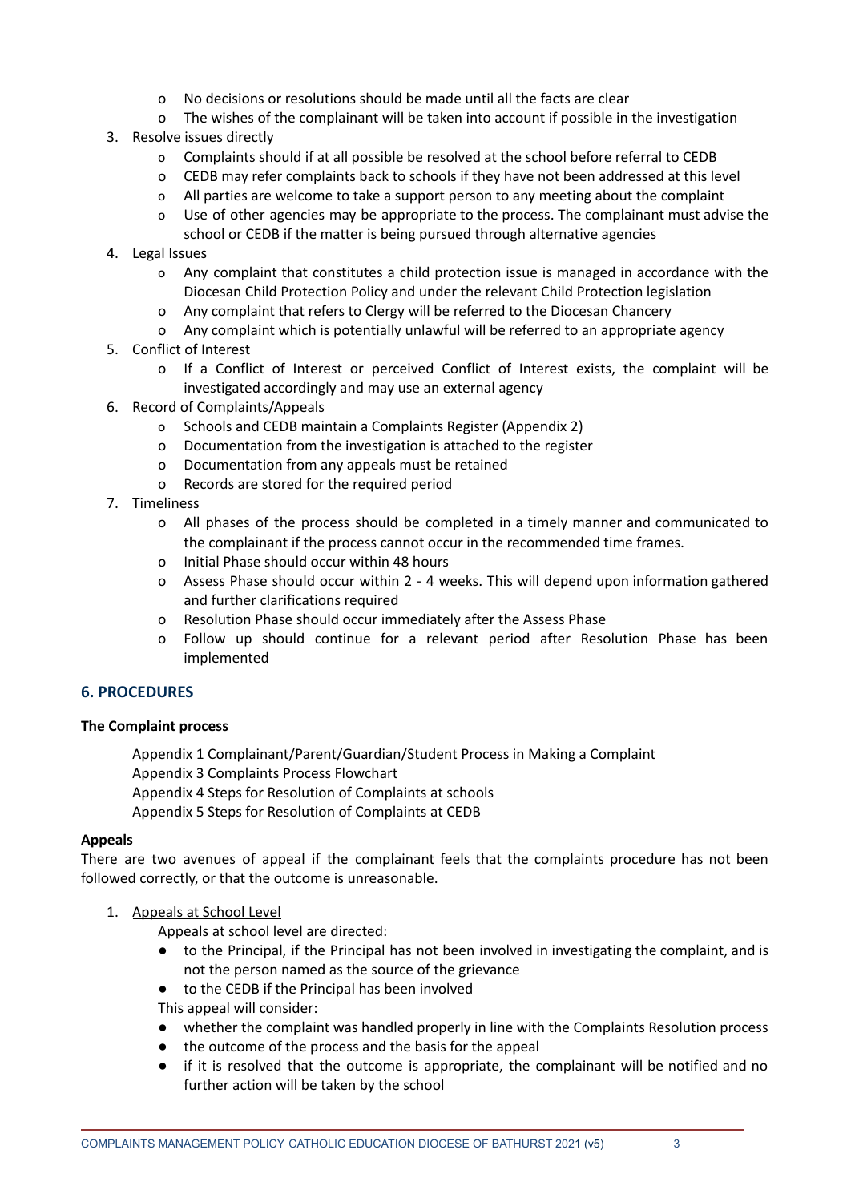- No decisions or resolutions should be made until all the facts are clear
  - The wishes of the complainant will be taken into account if possible in the investigation
3. Resolve issues directly
   - Complaints should if at all possible be resolved at the school before referral to CEDB
   - CEDB may refer complaints back to schools if they have not been addressed at this level
   - All parties are welcome to take a support person to any meeting about the complaint
   - Use of other agencies may be appropriate to the process. The complainant must advise the school or CEDB if the matter is being pursued through alternative agencies
4. Legal Issues
   - Any complaint that constitutes a child protection issue is managed in accordance with the Diocesan Child Protection Policy and under the relevant Child Protection legislation
   - Any complaint that refers to Clergy will be referred to the Diocesan Chancery
   - Any complaint which is potentially unlawful will be referred to an appropriate agency
5. Conflict of Interest
   - If a Conflict of Interest or perceived Conflict of Interest exists, the complaint will be investigated accordingly and may use an external agency
6. Record of Complaints/Appeals
   - Schools and CEDB maintain a Complaints Register (Appendix 2)
   - Documentation from the investigation is attached to the register
   - Documentation from any appeals must be retained
   - Records are stored for the required period
7. Timeliness
   - All phases of the process should be completed in a timely manner and communicated to the complainant if the process cannot occur in the recommended time frames.
   - Initial Phase should occur within 48 hours
   - Assess Phase should occur within 2 - 4 weeks. This will depend upon information gathered and further clarifications required
   - Resolution Phase should occur immediately after the Assess Phase
   - Follow up should continue for a relevant period after Resolution Phase has been implemented

## 6. PROCEDURES

**The Complaint process**

Appendix 1 Complainant/Parent/Guardian/Student Process in Making a Complaint
Appendix 3 Complaints Process Flowchart
Appendix 4 Steps for Resolution of Complaints at schools
Appendix 5 Steps for Resolution of Complaints at CEDB

**Appeals**

There are two avenues of appeal if the complainant feels that the complaints procedure has not been followed correctly, or that the outcome is unreasonable.

1. Appeals at School Level

   Appeals at school level are directed:
   - to the Principal, if the Principal has not been involved in investigating the complaint, and is not the person named as the source of the grievance
   - to the CEDB if the Principal has been involved

   This appeal will consider:
   - whether the complaint was handled properly in line with the Complaints Resolution process
   - the outcome of the process and the basis for the appeal
   - if it is resolved that the outcome is appropriate, the complainant will be notified and no further action will be taken by the school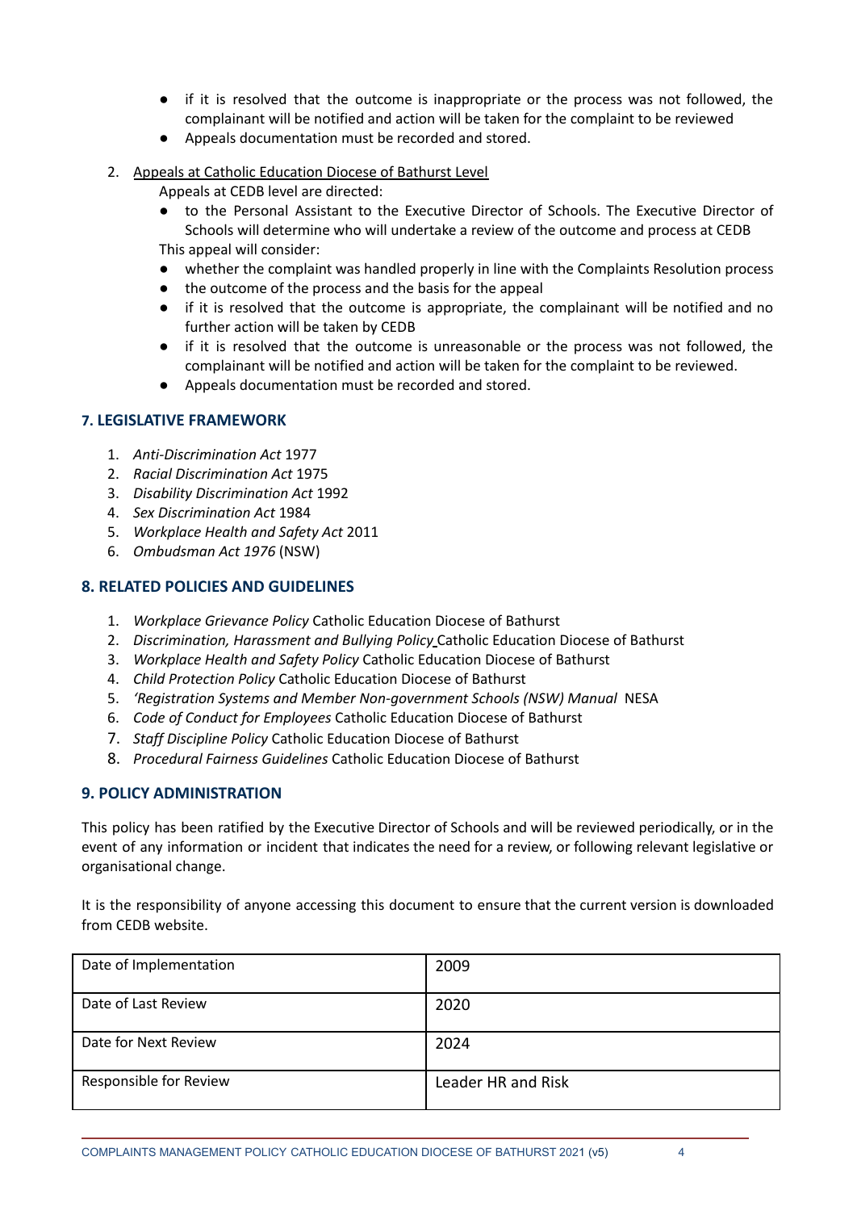- if it is resolved that the outcome is inappropriate or the process was not followed, the complainant will be notified and action will be taken for the complaint to be reviewed
- Appeals documentation must be recorded and stored.

2. Appeals at Catholic Education Diocese of Bathurst Level

   Appeals at CEDB level are directed:

   - to the Personal Assistant to the Executive Director of Schools. The Executive Director of Schools will determine who will undertake a review of the outcome and process at CEDB

   This appeal will consider:

   - whether the complaint was handled properly in line with the Complaints Resolution process
   - the outcome of the process and the basis for the appeal
   - if it is resolved that the outcome is appropriate, the complainant will be notified and no further action will be taken by CEDB
   - if it is resolved that the outcome is unreasonable or the process was not followed, the complainant will be notified and action will be taken for the complaint to be reviewed.
   - Appeals documentation must be recorded and stored.

## 7. LEGISLATIVE FRAMEWORK

1. *Anti-Discrimination Act* 1977
2. *Racial Discrimination Act* 1975
3. *Disability Discrimination Act* 1992
4. *Sex Discrimination Act* 1984
5. *Workplace Health and Safety Act* 2011
6. *Ombudsman Act 1976* (NSW)

## 8. RELATED POLICIES AND GUIDELINES

1. *Workplace Grievance Policy* Catholic Education Diocese of Bathurst
2. *Discrimination, Harassment and Bullying Policy* Catholic Education Diocese of Bathurst
3. *Workplace Health and Safety Policy* Catholic Education Diocese of Bathurst
4. *Child Protection Policy* Catholic Education Diocese of Bathurst
5. *'Registration Systems and Member Non-government Schools (NSW) Manual* NESA
6. *Code of Conduct for Employees* Catholic Education Diocese of Bathurst
7. *Staff Discipline Policy* Catholic Education Diocese of Bathurst
8. *Procedural Fairness Guidelines* Catholic Education Diocese of Bathurst

## 9. POLICY ADMINISTRATION

This policy has been ratified by the Executive Director of Schools and will be reviewed periodically, or in the event of any information or incident that indicates the need for a review, or following relevant legislative or organisational change.

It is the responsibility of anyone accessing this document to ensure that the current version is downloaded from CEDB website.

| | |
|---|---|
| Date of Implementation | 2009 |
| Date of Last Review | 2020 |
| Date for Next Review | 2024 |
| Responsible for Review | Leader HR and Risk |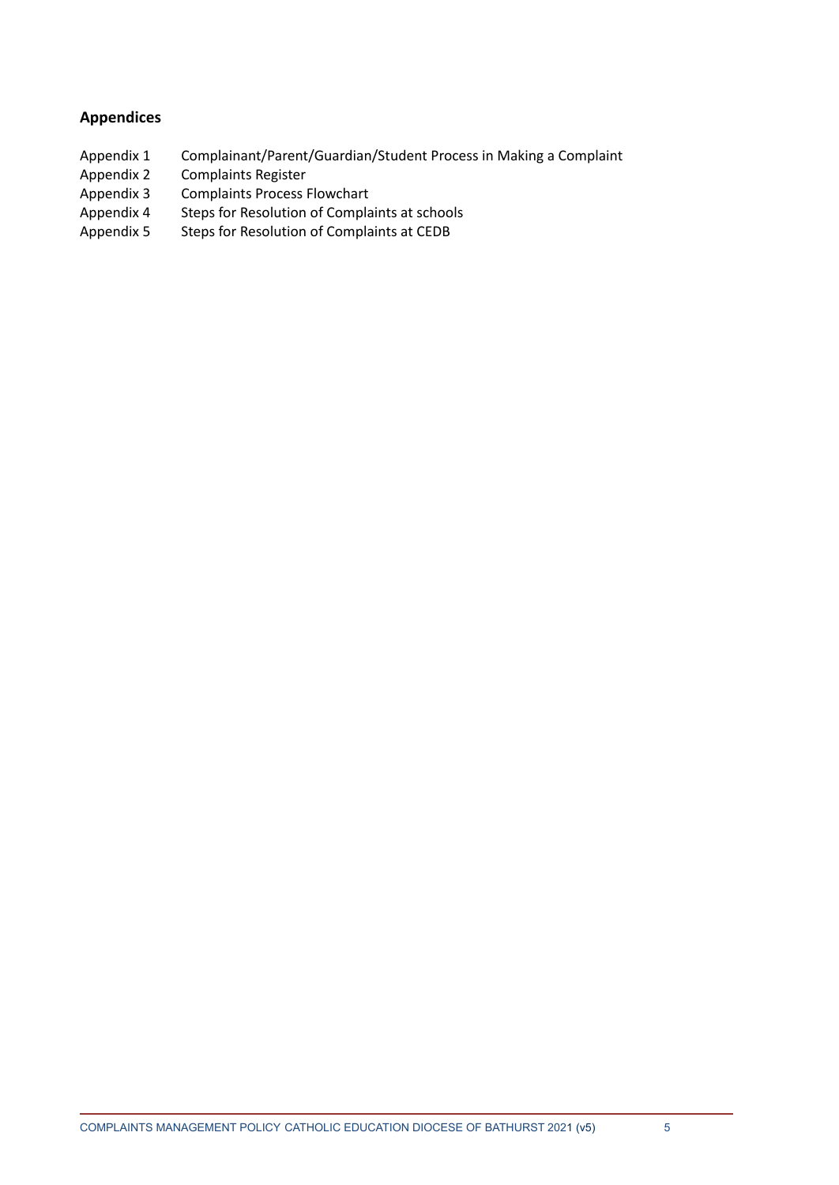## Appendices

| | |
|---|---|
| Appendix 1 | Complainant/Parent/Guardian/Student Process in Making a Complaint |
| Appendix 2 | Complaints Register |
| Appendix 3 | Complaints Process Flowchart |
| Appendix 4 | Steps for Resolution of Complaints at schools |
| Appendix 5 | Steps for Resolution of Complaints at CEDB |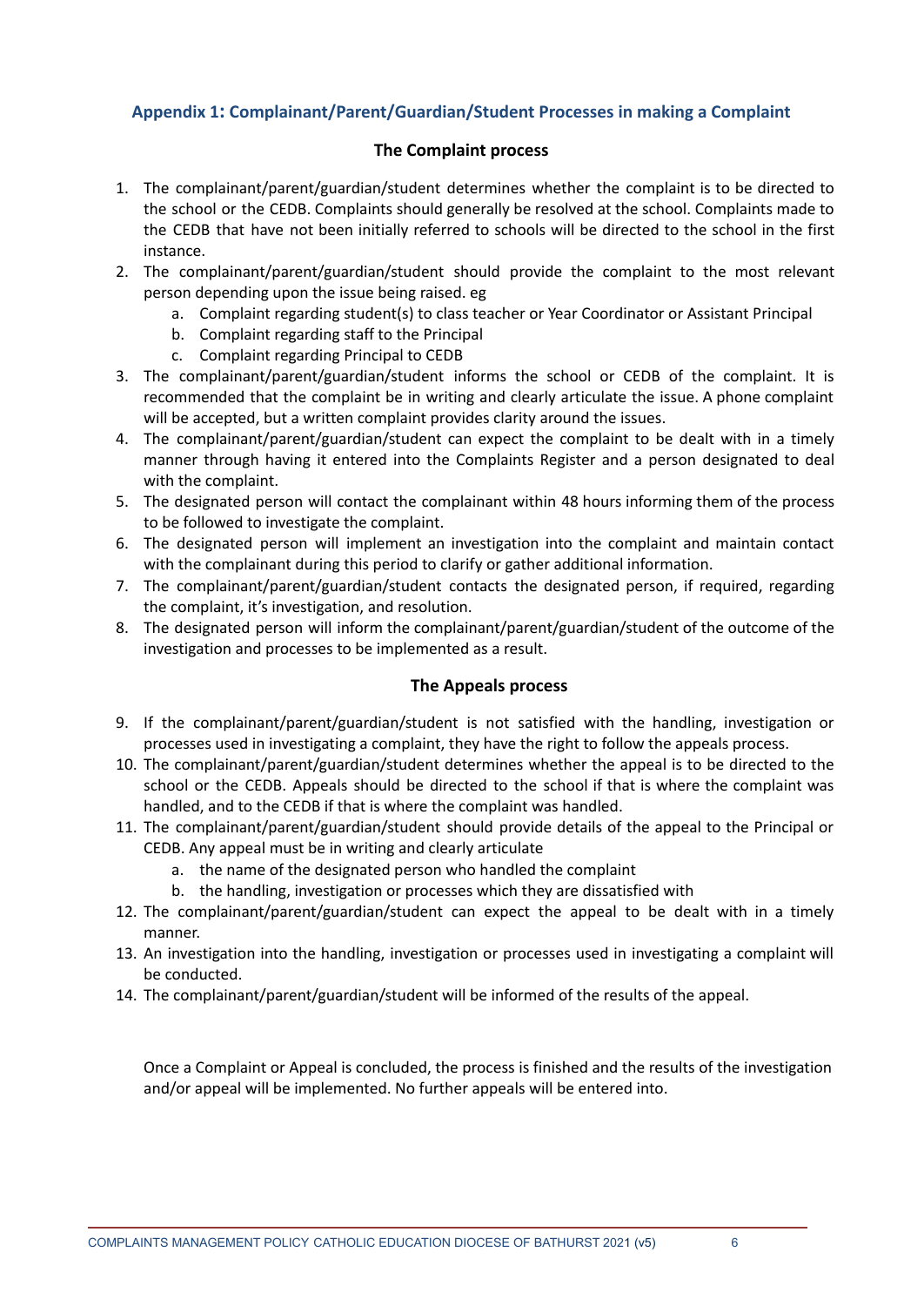## Appendix 1: Complainant/Parent/Guardian/Student Processes in making a Complaint

### The Complaint process

1. The complainant/parent/guardian/student determines whether the complaint is to be directed to the school or the CEDB. Complaints should generally be resolved at the school. Complaints made to the CEDB that have not been initially referred to schools will be directed to the school in the first instance.
2. The complainant/parent/guardian/student should provide the complaint to the most relevant person depending upon the issue being raised. eg
   a. Complaint regarding student(s) to class teacher or Year Coordinator or Assistant Principal
   b. Complaint regarding staff to the Principal
   c. Complaint regarding Principal to CEDB
3. The complainant/parent/guardian/student informs the school or CEDB of the complaint. It is recommended that the complaint be in writing and clearly articulate the issue. A phone complaint will be accepted, but a written complaint provides clarity around the issues.
4. The complainant/parent/guardian/student can expect the complaint to be dealt with in a timely manner through having it entered into the Complaints Register and a person designated to deal with the complaint.
5. The designated person will contact the complainant within 48 hours informing them of the process to be followed to investigate the complaint.
6. The designated person will implement an investigation into the complaint and maintain contact with the complainant during this period to clarify or gather additional information.
7. The complainant/parent/guardian/student contacts the designated person, if required, regarding the complaint, it's investigation, and resolution.
8. The designated person will inform the complainant/parent/guardian/student of the outcome of the investigation and processes to be implemented as a result.

### The Appeals process

9. If the complainant/parent/guardian/student is not satisfied with the handling, investigation or processes used in investigating a complaint, they have the right to follow the appeals process.
10. The complainant/parent/guardian/student determines whether the appeal is to be directed to the school or the CEDB. Appeals should be directed to the school if that is where the complaint was handled, and to the CEDB if that is where the complaint was handled.
11. The complainant/parent/guardian/student should provide details of the appeal to the Principal or CEDB. Any appeal must be in writing and clearly articulate
    a. the name of the designated person who handled the complaint
    b. the handling, investigation or processes which they are dissatisfied with
12. The complainant/parent/guardian/student can expect the appeal to be dealt with in a timely manner.
13. An investigation into the handling, investigation or processes used in investigating a complaint will be conducted.
14. The complainant/parent/guardian/student will be informed of the results of the appeal.

Once a Complaint or Appeal is concluded, the process is finished and the results of the investigation and/or appeal will be implemented. No further appeals will be entered into.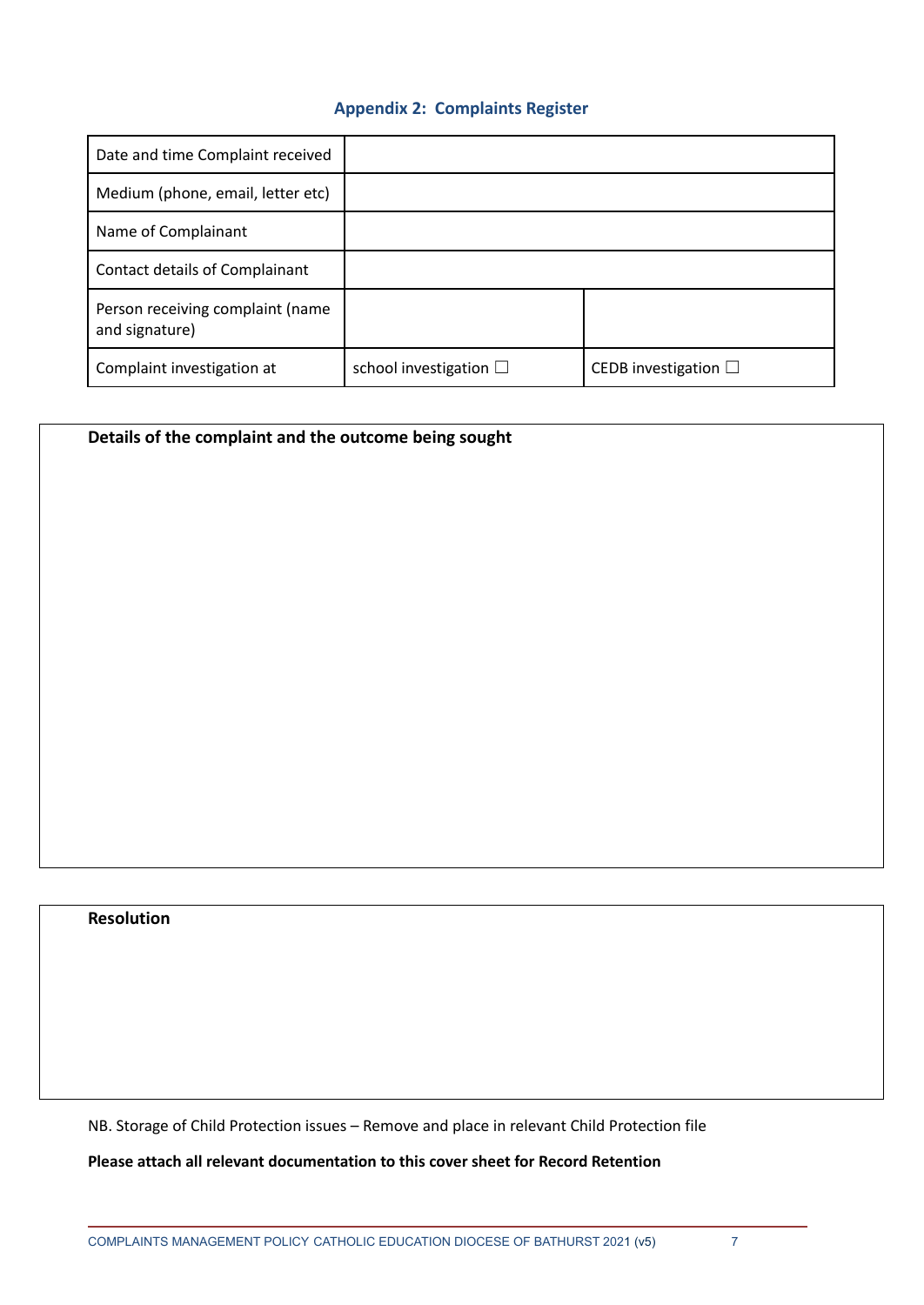## Appendix 2: Complaints Register

| Date and time Complaint received | | |
| --- | --- | --- |
| Medium (phone, email, letter etc) | | |
| Name of Complainant | | |
| Contact details of Complainant | | |
| Person receiving complaint (name and signature) | | |
| Complaint investigation at | school investigation ☐ | CEDB investigation ☐ |

**Details of the complaint and the outcome being sought**

**Resolution**

NB. Storage of Child Protection issues – Remove and place in relevant Child Protection file

**Please attach all relevant documentation to this cover sheet for Record Retention**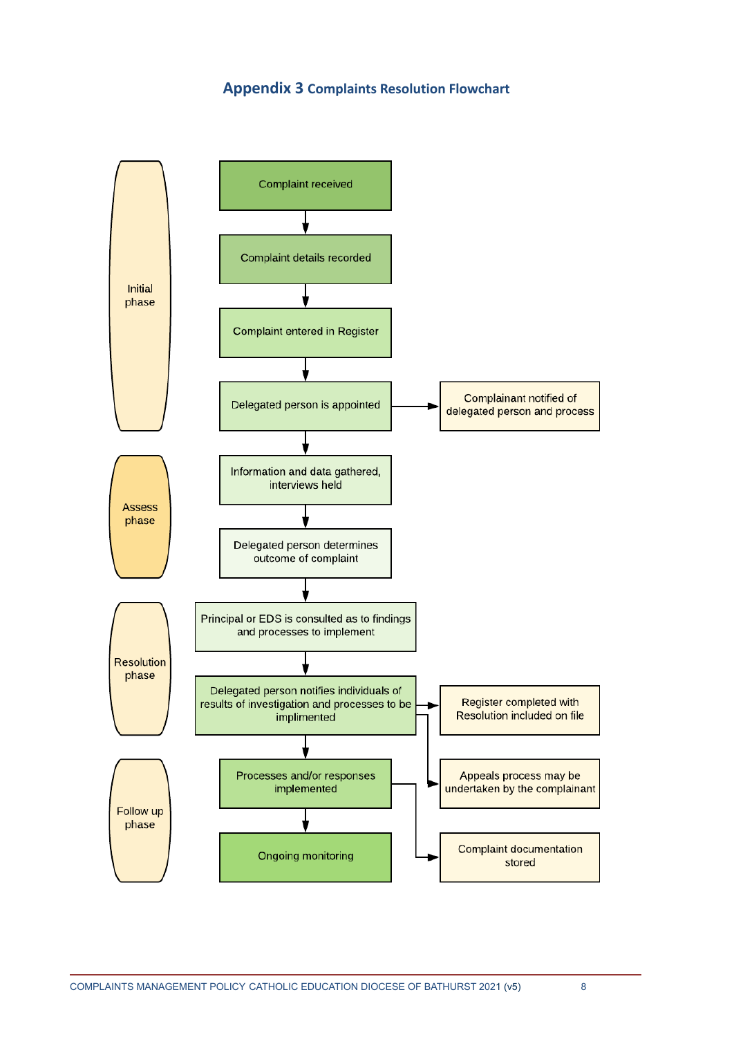## Appendix 3 Complaints Resolution Flowchart

Initial phase

Complaint received

Complaint details recorded

Complaint entered in Register

Delegated person is appointed

Complainant notified of delegated person and process

Assess phase

Information and data gathered, interviews held

Delegated person determines outcome of complaint

Resolution phase

Principal or EDS is consulted as to findings and processes to implement

Delegated person notifies individuals of results of investigation and processes to be implimented

Register completed with Resolution included on file

Appeals process may be undertaken by the complainant

Follow up phase

Processes and/or responses implemented

Complaint documentation stored

Ongoing monitoring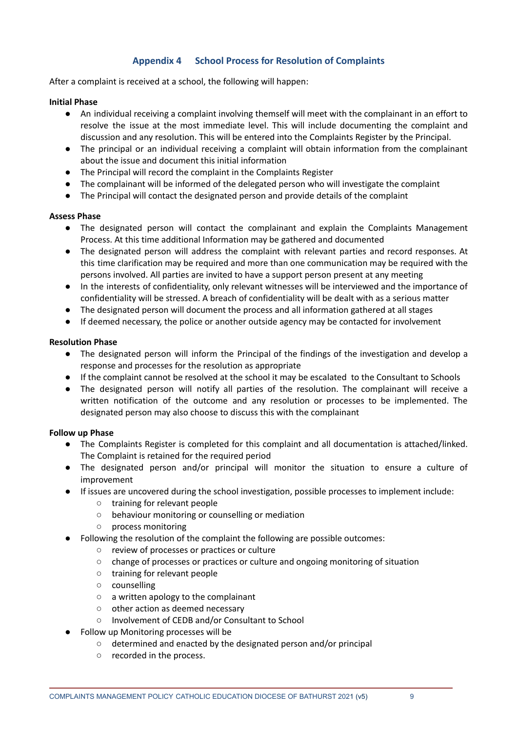## Appendix 4 School Process for Resolution of Complaints

After a complaint is received at a school, the following will happen:

**Initial Phase**

- An individual receiving a complaint involving themself will meet with the complainant in an effort to resolve the issue at the most immediate level. This will include documenting the complaint and discussion and any resolution. This will be entered into the Complaints Register by the Principal.
- The principal or an individual receiving a complaint will obtain information from the complainant about the issue and document this initial information
- The Principal will record the complaint in the Complaints Register
- The complainant will be informed of the delegated person who will investigate the complaint
- The Principal will contact the designated person and provide details of the complaint

**Assess Phase**

- The designated person will contact the complainant and explain the Complaints Management Process. At this time additional Information may be gathered and documented
- The designated person will address the complaint with relevant parties and record responses. At this time clarification may be required and more than one communication may be required with the persons involved. All parties are invited to have a support person present at any meeting
- In the interests of confidentiality, only relevant witnesses will be interviewed and the importance of confidentiality will be stressed. A breach of confidentiality will be dealt with as a serious matter
- The designated person will document the process and all information gathered at all stages
- If deemed necessary, the police or another outside agency may be contacted for involvement

**Resolution Phase**

- The designated person will inform the Principal of the findings of the investigation and develop a response and processes for the resolution as appropriate
- If the complaint cannot be resolved at the school it may be escalated to the Consultant to Schools
- The designated person will notify all parties of the resolution. The complainant will receive a written notification of the outcome and any resolution or processes to be implemented. The designated person may also choose to discuss this with the complainant

**Follow up Phase**

- The Complaints Register is completed for this complaint and all documentation is attached/linked. The Complaint is retained for the required period
- The designated person and/or principal will monitor the situation to ensure a culture of improvement
- If issues are uncovered during the school investigation, possible processes to implement include:
  - training for relevant people
  - behaviour monitoring or counselling or mediation
  - process monitoring
- Following the resolution of the complaint the following are possible outcomes:
  - review of processes or practices or culture
  - change of processes or practices or culture and ongoing monitoring of situation
  - training for relevant people
  - counselling
  - a written apology to the complainant
  - other action as deemed necessary
  - Involvement of CEDB and/or Consultant to School
- Follow up Monitoring processes will be
  - determined and enacted by the designated person and/or principal
  - recorded in the process.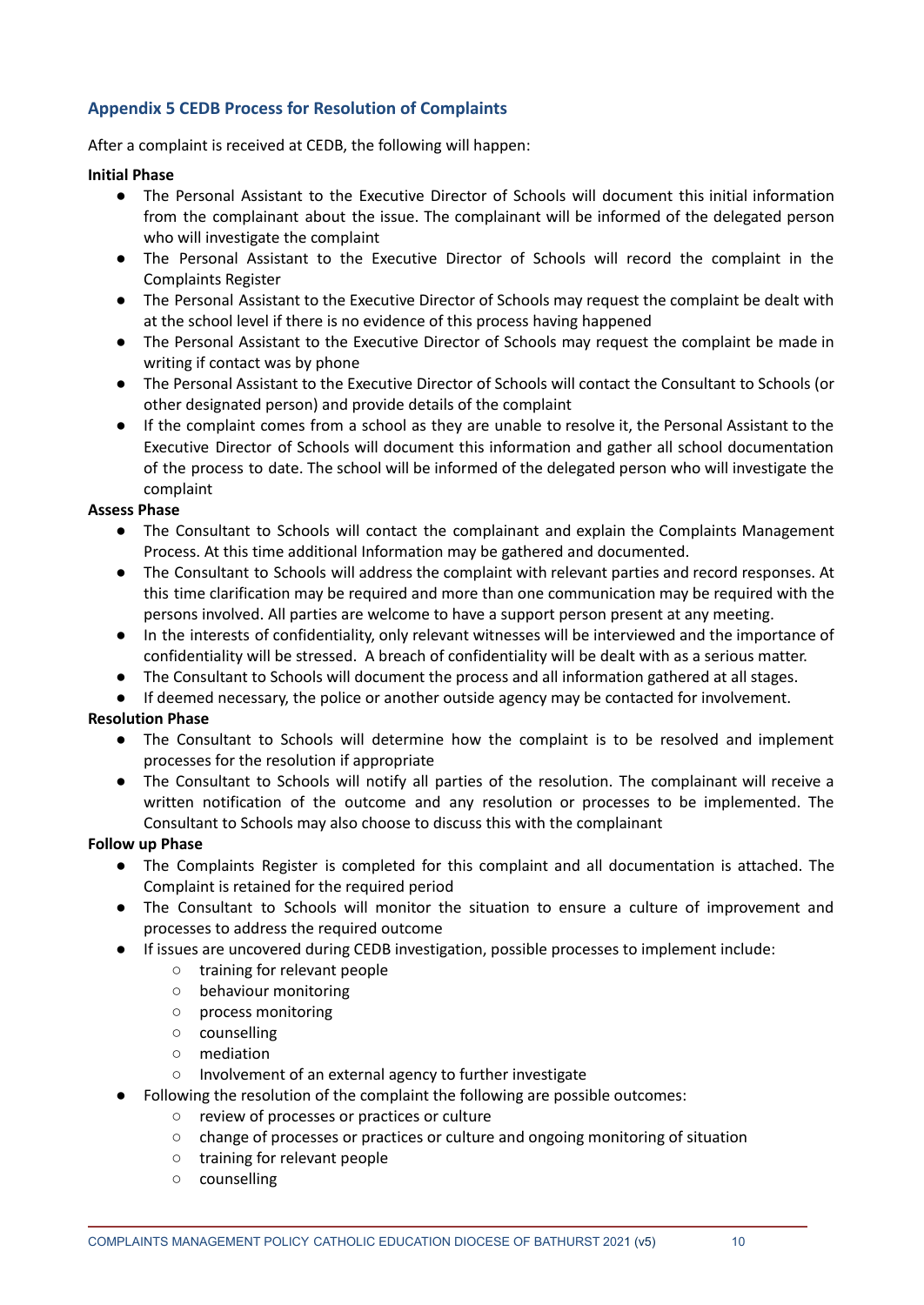## Appendix 5 CEDB Process for Resolution of Complaints

After a complaint is received at CEDB, the following will happen:

**Initial Phase**

- The Personal Assistant to the Executive Director of Schools will document this initial information from the complainant about the issue. The complainant will be informed of the delegated person who will investigate the complaint
- The Personal Assistant to the Executive Director of Schools will record the complaint in the Complaints Register
- The Personal Assistant to the Executive Director of Schools may request the complaint be dealt with at the school level if there is no evidence of this process having happened
- The Personal Assistant to the Executive Director of Schools may request the complaint be made in writing if contact was by phone
- The Personal Assistant to the Executive Director of Schools will contact the Consultant to Schools (or other designated person) and provide details of the complaint
- If the complaint comes from a school as they are unable to resolve it, the Personal Assistant to the Executive Director of Schools will document this information and gather all school documentation of the process to date. The school will be informed of the delegated person who will investigate the complaint

**Assess Phase**

- The Consultant to Schools will contact the complainant and explain the Complaints Management Process. At this time additional Information may be gathered and documented.
- The Consultant to Schools will address the complaint with relevant parties and record responses. At this time clarification may be required and more than one communication may be required with the persons involved. All parties are welcome to have a support person present at any meeting.
- In the interests of confidentiality, only relevant witnesses will be interviewed and the importance of confidentiality will be stressed. A breach of confidentiality will be dealt with as a serious matter.
- The Consultant to Schools will document the process and all information gathered at all stages.
- If deemed necessary, the police or another outside agency may be contacted for involvement.

**Resolution Phase**

- The Consultant to Schools will determine how the complaint is to be resolved and implement processes for the resolution if appropriate
- The Consultant to Schools will notify all parties of the resolution. The complainant will receive a written notification of the outcome and any resolution or processes to be implemented. The Consultant to Schools may also choose to discuss this with the complainant

**Follow up Phase**

- The Complaints Register is completed for this complaint and all documentation is attached. The Complaint is retained for the required period
- The Consultant to Schools will monitor the situation to ensure a culture of improvement and processes to address the required outcome
- If issues are uncovered during CEDB investigation, possible processes to implement include:
  - training for relevant people
  - behaviour monitoring
  - process monitoring
  - counselling
  - mediation
  - Involvement of an external agency to further investigate
- Following the resolution of the complaint the following are possible outcomes:
  - review of processes or practices or culture
  - change of processes or practices or culture and ongoing monitoring of situation
  - training for relevant people
  - counselling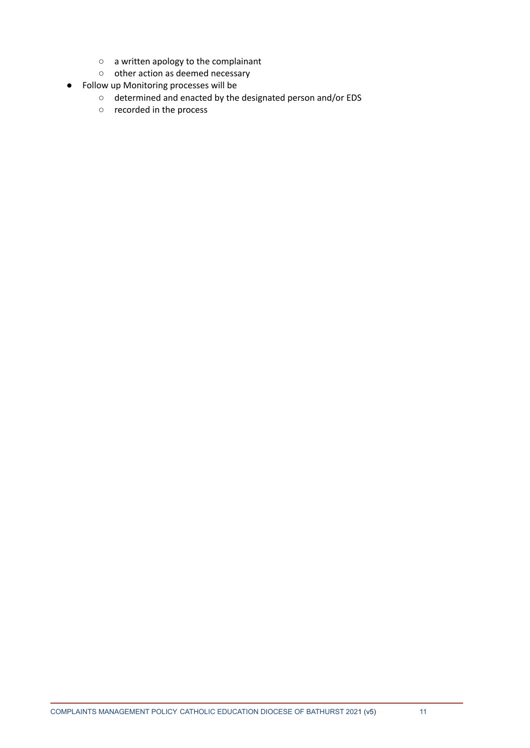- a written apology to the complainant
    - other action as deemed necessary
- Follow up Monitoring processes will be
    - determined and enacted by the designated person and/or EDS
    - recorded in the process